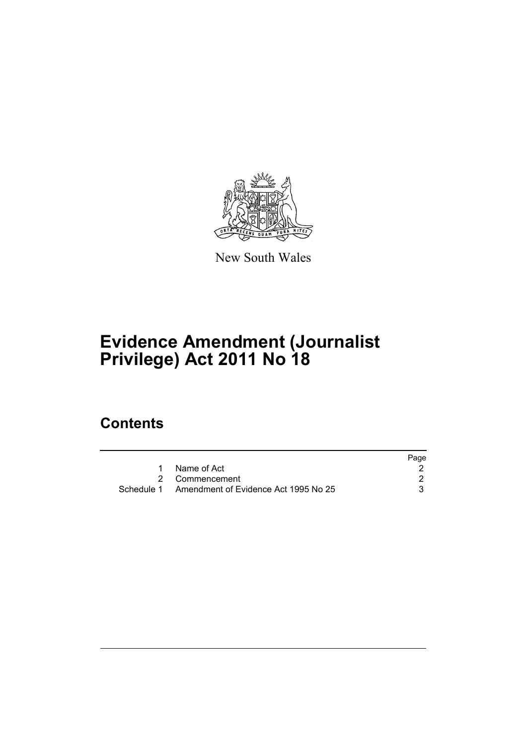New South Wales

# Evidence Amendment (Journalist Privilege) Act 2011 No 18

## Contents

| | | Page |
|---|---|---|
| 1 | Name of Act | 2 |
| 2 | Commencement | 2 |
| Schedule 1 | Amendment of Evidence Act 1995 No 25 | 3 |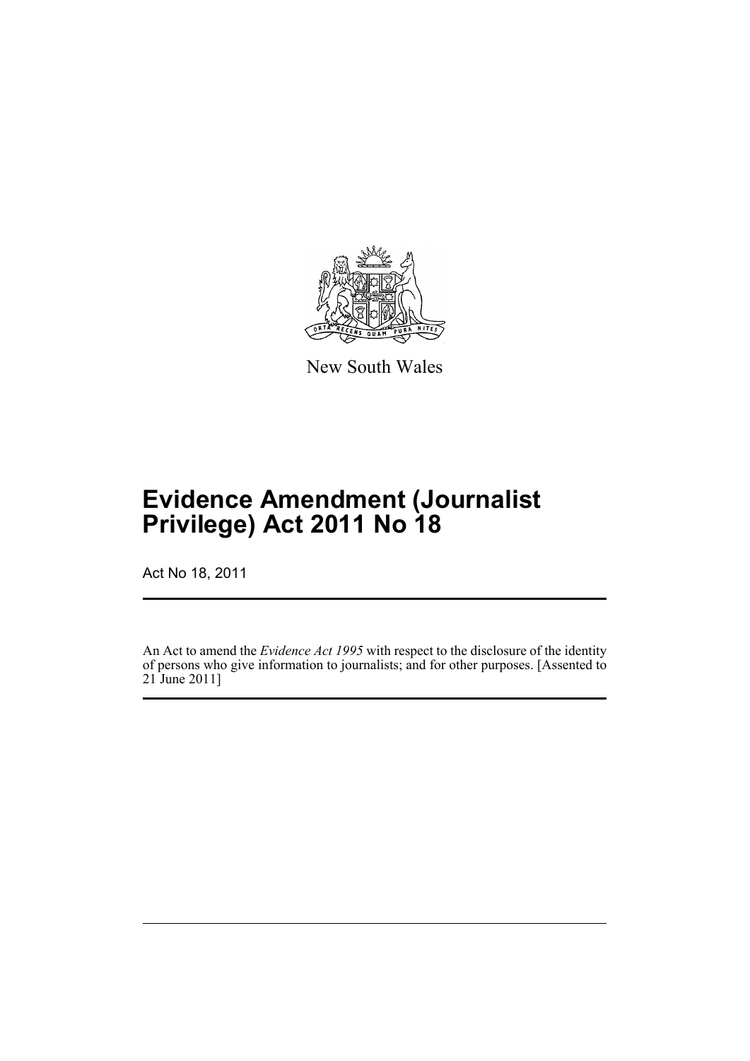New South Wales

# Evidence Amendment (Journalist Privilege) Act 2011 No 18

Act No 18, 2011

An Act to amend the *Evidence Act 1995* with respect to the disclosure of the identity of persons who give information to journalists; and for other purposes. [Assented to 21 June 2011]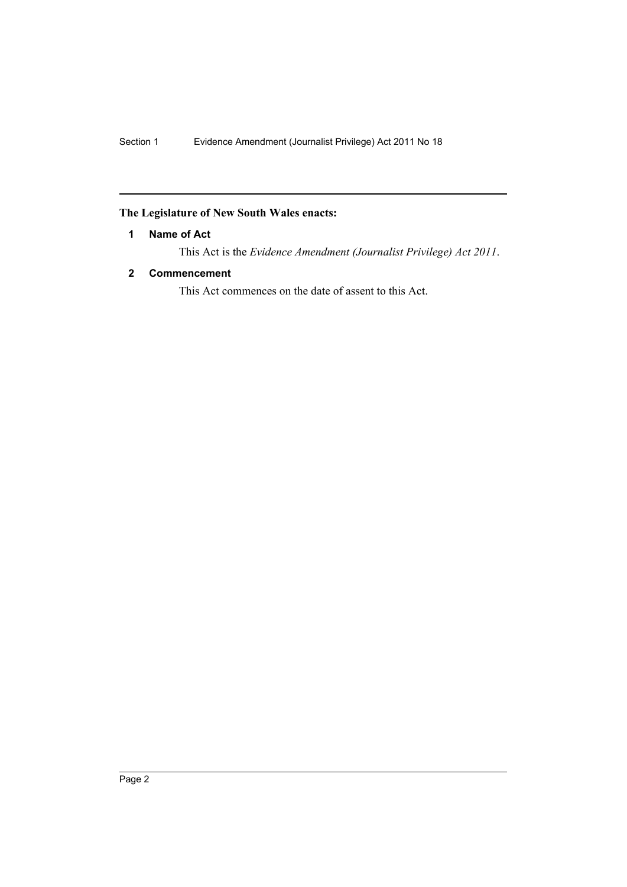**The Legislature of New South Wales enacts:**

### 1 Name of Act

This Act is the *Evidence Amendment (Journalist Privilege) Act 2011*.

### 2 Commencement

This Act commences on the date of assent to this Act.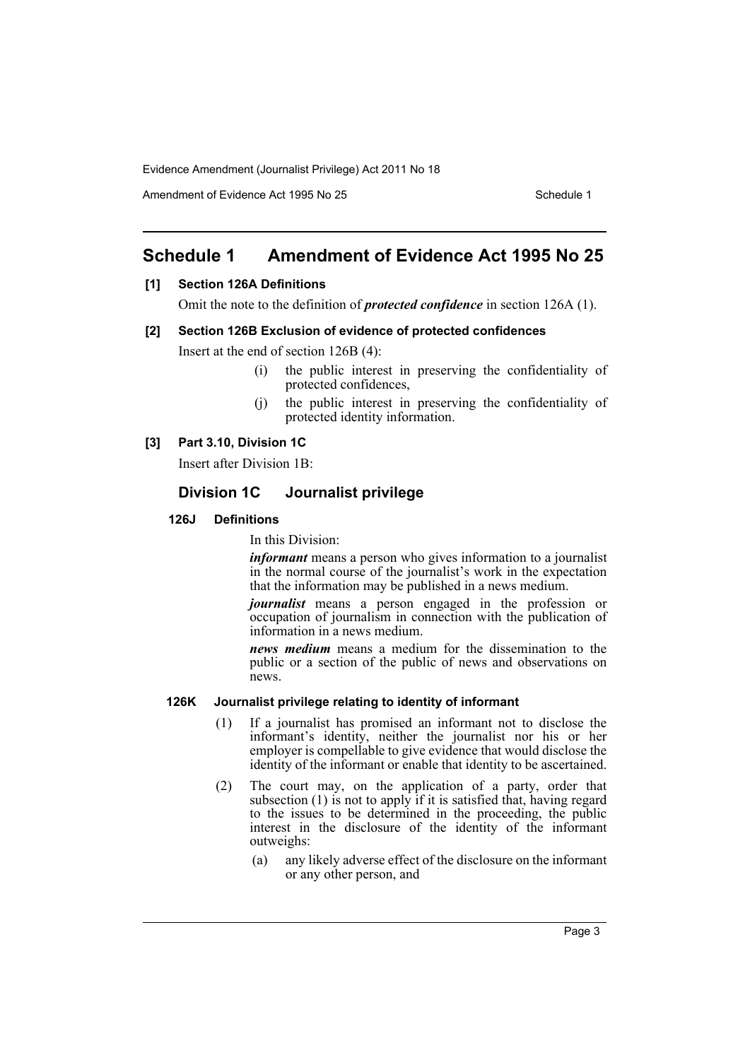# Schedule 1 Amendment of Evidence Act 1995 No 25

## [1] Section 126A Definitions

Omit the note to the definition of ***protected confidence*** in section 126A (1).

## [2] Section 126B Exclusion of evidence of protected confidences

Insert at the end of section 126B (4):

(i) the public interest in preserving the confidentiality of protected confidences,

(j) the public interest in preserving the confidentiality of protected identity information.

## [3] Part 3.10, Division 1C

Insert after Division 1B:

## Division 1C Journalist privilege

### 126J Definitions

In this Division:

***informant*** means a person who gives information to a journalist in the normal course of the journalist's work in the expectation that the information may be published in a news medium.

***journalist*** means a person engaged in the profession or occupation of journalism in connection with the publication of information in a news medium.

***news medium*** means a medium for the dissemination to the public or a section of the public of news and observations on news.

### 126K Journalist privilege relating to identity of informant

(1) If a journalist has promised an informant not to disclose the informant's identity, neither the journalist nor his or her employer is compellable to give evidence that would disclose the identity of the informant or enable that identity to be ascertained.

(2) The court may, on the application of a party, order that subsection (1) is not to apply if it is satisfied that, having regard to the issues to be determined in the proceeding, the public interest in the disclosure of the identity of the informant outweighs:

(a) any likely adverse effect of the disclosure on the informant or any other person, and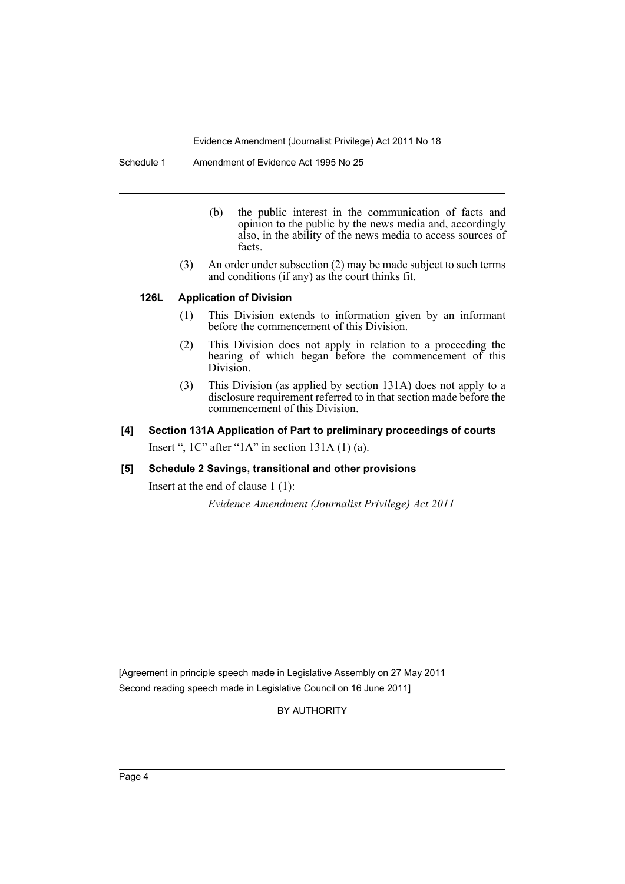(b) the public interest in the communication of facts and opinion to the public by the news media and, accordingly also, in the ability of the news media to access sources of facts.

(3) An order under subsection (2) may be made subject to such terms and conditions (if any) as the court thinks fit.

#### 126L Application of Division

(1) This Division extends to information given by an informant before the commencement of this Division.

(2) This Division does not apply in relation to a proceeding the hearing of which began before the commencement of this Division.

(3) This Division (as applied by section 131A) does not apply to a disclosure requirement referred to in that section made before the commencement of this Division.

### [4] Section 131A Application of Part to preliminary proceedings of courts

Insert ", 1C" after "1A" in section 131A (1) (a).

### [5] Schedule 2 Savings, transitional and other provisions

Insert at the end of clause 1 (1):

*Evidence Amendment (Journalist Privilege) Act 2011*

[Agreement in principle speech made in Legislative Assembly on 27 May 2011
Second reading speech made in Legislative Council on 16 June 2011]

BY AUTHORITY